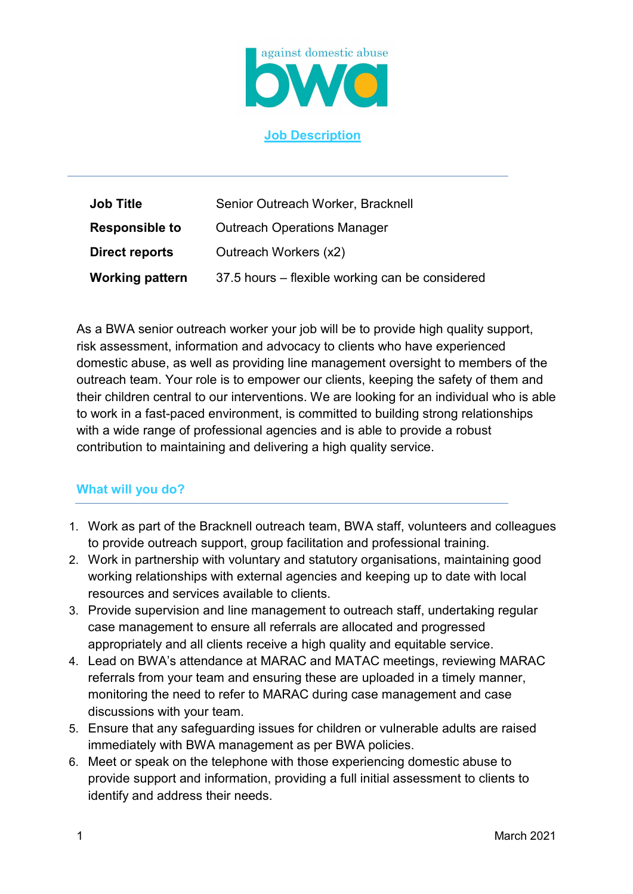against domestic abuse

**bwa**

## Job Description

| | |
|---|---|
| **Job Title** | Senior Outreach Worker, Bracknell |
| **Responsible to** | Outreach Operations Manager |
| **Direct reports** | Outreach Workers (x2) |
| **Working pattern** | 37.5 hours – flexible working can be considered |

As a BWA senior outreach worker your job will be to provide high quality support, risk assessment, information and advocacy to clients who have experienced domestic abuse, as well as providing line management oversight to members of the outreach team. Your role is to empower our clients, keeping the safety of them and their children central to our interventions. We are looking for an individual who is able to work in a fast-paced environment, is committed to building strong relationships with a wide range of professional agencies and is able to provide a robust contribution to maintaining and delivering a high quality service.

### What will you do?

1. Work as part of the Bracknell outreach team, BWA staff, volunteers and colleagues to provide outreach support, group facilitation and professional training.
2. Work in partnership with voluntary and statutory organisations, maintaining good working relationships with external agencies and keeping up to date with local resources and services available to clients.
3. Provide supervision and line management to outreach staff, undertaking regular case management to ensure all referrals are allocated and progressed appropriately and all clients receive a high quality and equitable service.
4. Lead on BWA's attendance at MARAC and MATAC meetings, reviewing MARAC referrals from your team and ensuring these are uploaded in a timely manner, monitoring the need to refer to MARAC during case management and case discussions with your team.
5. Ensure that any safeguarding issues for children or vulnerable adults are raised immediately with BWA management as per BWA policies.
6. Meet or speak on the telephone with those experiencing domestic abuse to provide support and information, providing a full initial assessment to clients to identify and address their needs.

March 2021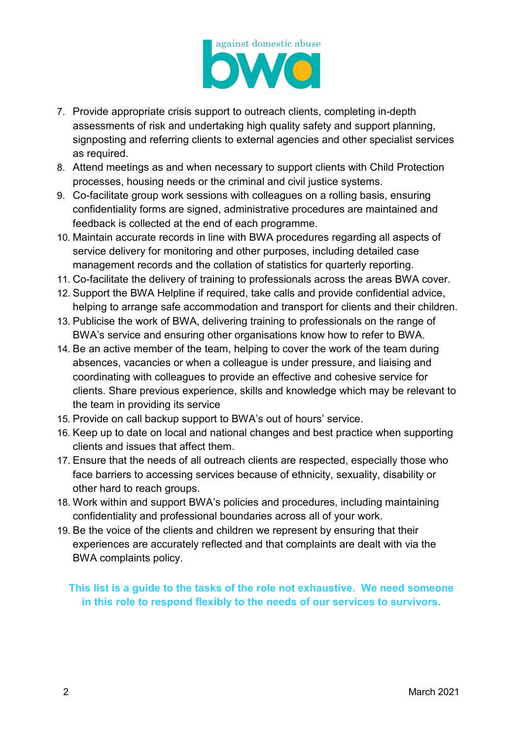7. Provide appropriate crisis support to outreach clients, completing in-depth assessments of risk and undertaking high quality safety and support planning, signposting and referring clients to external agencies and other specialist services as required.
8. Attend meetings as and when necessary to support clients with Child Protection processes, housing needs or the criminal and civil justice systems.
9. Co-facilitate group work sessions with colleagues on a rolling basis, ensuring confidentiality forms are signed, administrative procedures are maintained and feedback is collected at the end of each programme.
10. Maintain accurate records in line with BWA procedures regarding all aspects of service delivery for monitoring and other purposes, including detailed case management records and the collation of statistics for quarterly reporting.
11. Co-facilitate the delivery of training to professionals across the areas BWA cover.
12. Support the BWA Helpline if required, take calls and provide confidential advice, helping to arrange safe accommodation and transport for clients and their children.
13. Publicise the work of BWA, delivering training to professionals on the range of BWA's service and ensuring other organisations know how to refer to BWA.
14. Be an active member of the team, helping to cover the work of the team during absences, vacancies or when a colleague is under pressure, and liaising and coordinating with colleagues to provide an effective and cohesive service for clients. Share previous experience, skills and knowledge which may be relevant to the team in providing its service
15. Provide on call backup support to BWA's out of hours' service.
16. Keep up to date on local and national changes and best practice when supporting clients and issues that affect them.
17. Ensure that the needs of all outreach clients are respected, especially those who face barriers to accessing services because of ethnicity, sexuality, disability or other hard to reach groups.
18. Work within and support BWA's policies and procedures, including maintaining confidentiality and professional boundaries across all of your work.
19. Be the voice of the clients and children we represent by ensuring that their experiences are accurately reflected and that complaints are dealt with via the BWA complaints policy.

**This list is a guide to the tasks of the role not exhaustive. We need someone in this role to respond flexibly to the needs of our services to survivors.**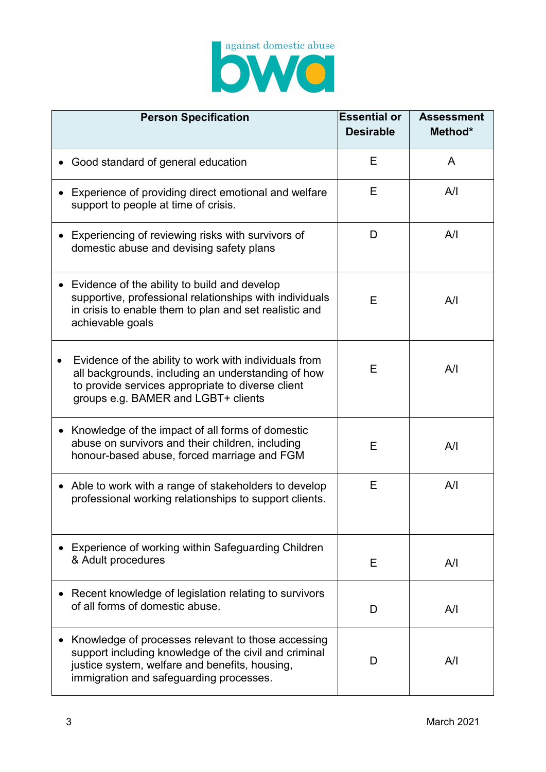| Person Specification | Essential or Desirable | Assessment Method* |
|---|---|---|
| • Good standard of general education | E | A |
| • Experience of providing direct emotional and welfare support to people at time of crisis. | E | A/I |
| • Experiencing of reviewing risks with survivors of domestic abuse and devising safety plans | D | A/I |
| • Evidence of the ability to build and develop supportive, professional relationships with individuals in crisis to enable them to plan and set realistic and achievable goals | E | A/I |
| • Evidence of the ability to work with individuals from all backgrounds, including an understanding of how to provide services appropriate to diverse client groups e.g. BAMER and LGBT+ clients | E | A/I |
| • Knowledge of the impact of all forms of domestic abuse on survivors and their children, including honour-based abuse, forced marriage and FGM | E | A/I |
| • Able to work with a range of stakeholders to develop professional working relationships to support clients. | E | A/I |
| • Experience of working within Safeguarding Children & Adult procedures | E | A/I |
| • Recent knowledge of legislation relating to survivors of all forms of domestic abuse. | D | A/I |
| • Knowledge of processes relevant to those accessing support including knowledge of the civil and criminal justice system, welfare and benefits, housing, immigration and safeguarding processes. | D | A/I |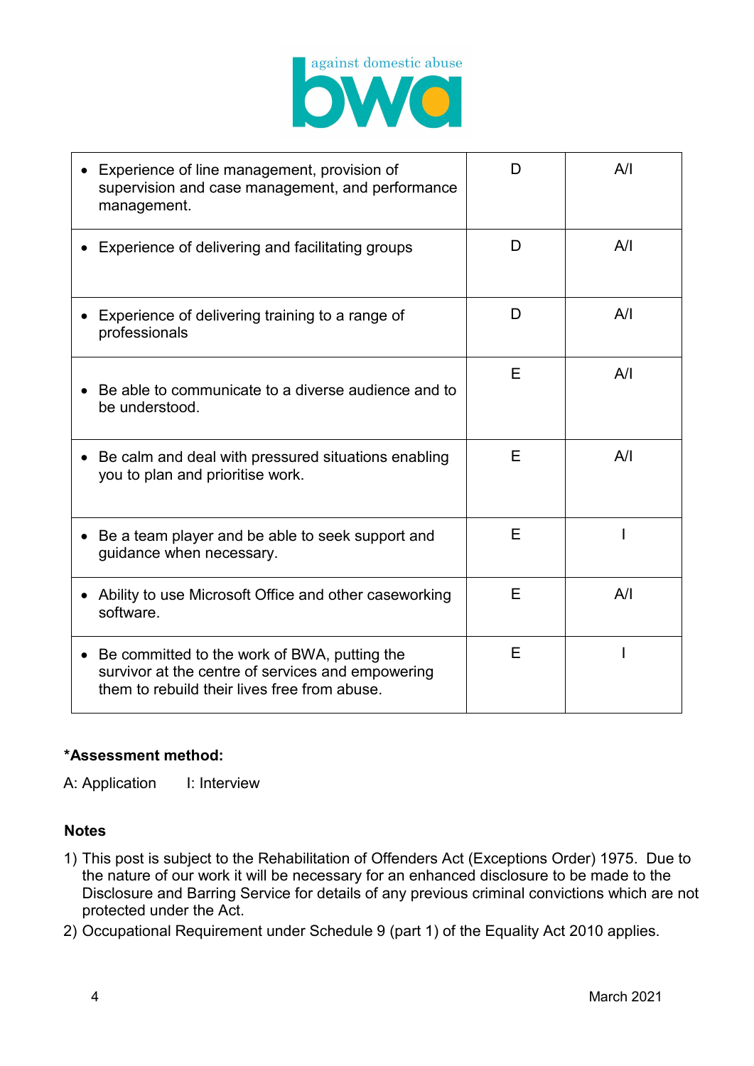| | | |
|---|---|---|
| • Experience of line management, provision of supervision and case management, and performance management. | D | A/I |
| • Experience of delivering and facilitating groups | D | A/I |
| • Experience of delivering training to a range of professionals | D | A/I |
| • Be able to communicate to a diverse audience and to be understood. | E | A/I |
| • Be calm and deal with pressured situations enabling you to plan and prioritise work. | E | A/I |
| • Be a team player and be able to seek support and guidance when necessary. | E | I |
| • Ability to use Microsoft Office and other caseworking software. | E | A/I |
| • Be committed to the work of BWA, putting the survivor at the centre of services and empowering them to rebuild their lives free from abuse. | E | I |

**\*Assessment method:**

A: Application  I: Interview

**Notes**

1) This post is subject to the Rehabilitation of Offenders Act (Exceptions Order) 1975. Due to the nature of our work it will be necessary for an enhanced disclosure to be made to the Disclosure and Barring Service for details of any previous criminal convictions which are not protected under the Act.
2) Occupational Requirement under Schedule 9 (part 1) of the Equality Act 2010 applies.

March 2021